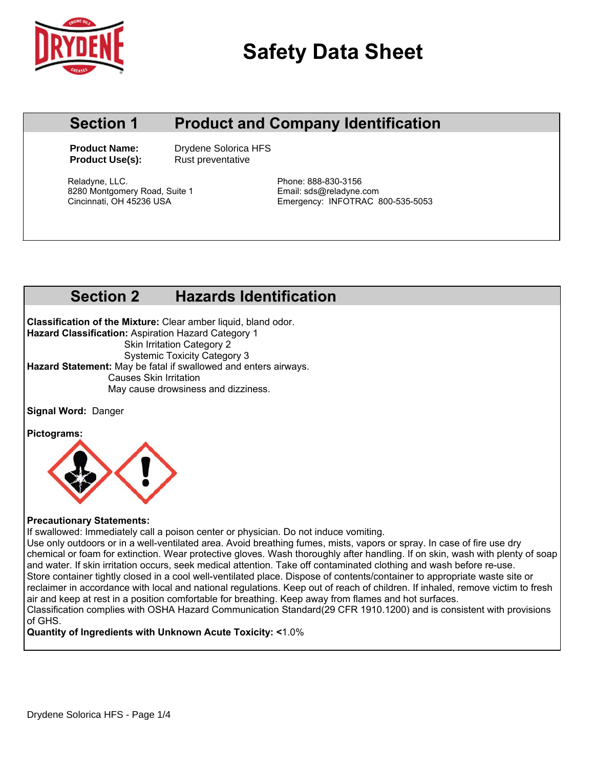# Safety Data Sheet

## Section 1 Product and Company Identification

**Product Name:** Drydene Solorica HFS
**Product Use(s):** Rust preventative

Reladyne, LLC.
8280 Montgomery Road, Suite 1
Cincinnati, OH 45236 USA

Phone: 888-830-3156
Email: sds@reladyne.com
Emergency: INFOTRAC 800-535-5053

## Section 2 Hazards Identification

**Classification of the Mixture:** Clear amber liquid, bland odor.
**Hazard Classification:** Aspiration Hazard Category 1
Skin Irritation Category 2
Systemic Toxicity Category 3
**Hazard Statement:** May be fatal if swallowed and enters airways.
Causes Skin Irritation
May cause drowsiness and dizziness.

**Signal Word:** Danger

**Pictograms:**

**Precautionary Statements:**
If swallowed: Immediately call a poison center or physician. Do not induce vomiting.
Use only outdoors or in a well-ventilated area. Avoid breathing fumes, mists, vapors or spray. In case of fire use dry chemical or foam for extinction. Wear protective gloves. Wash thoroughly after handling. If on skin, wash with plenty of soap and water. If skin irritation occurs, seek medical attention. Take off contaminated clothing and wash before re-use.
Store container tightly closed in a cool well-ventilated place. Dispose of contents/container to appropriate waste site or reclaimer in accordance with local and national regulations. Keep out of reach of children. If inhaled, remove victim to fresh air and keep at rest in a position comfortable for breathing. Keep away from flames and hot surfaces.
Classification complies with OSHA Hazard Communication Standard(29 CFR 1910.1200) and is consistent with provisions of GHS.
**Quantity of Ingredients with Unknown Acute Toxicity: <**1.0%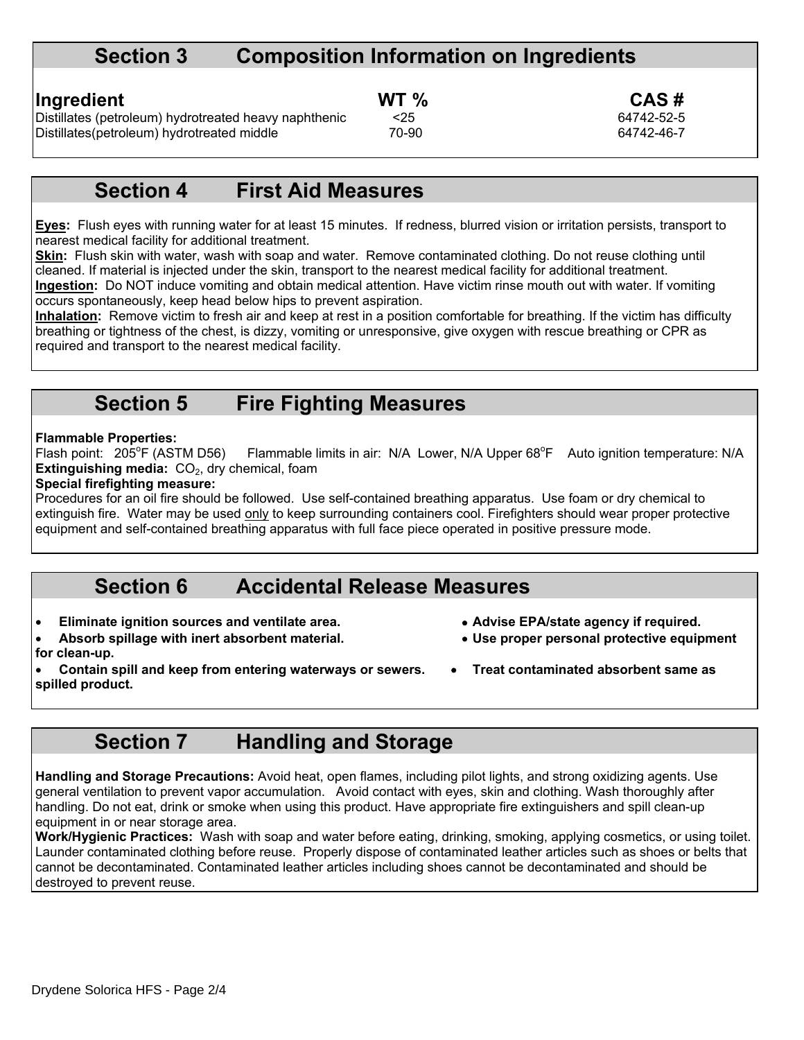## Section 3 Composition Information on Ingredients

| Ingredient | WT % | CAS # |
|---|---|---|
| Distillates (petroleum) hydrotreated heavy naphthenic | <25 | 64742-52-5 |
| Distillates(petroleum) hydrotreated middle | 70-90 | 64742-46-7 |

## Section 4 First Aid Measures

**Eyes:** Flush eyes with running water for at least 15 minutes. If redness, blurred vision or irritation persists, transport to nearest medical facility for additional treatment.
**Skin:** Flush skin with water, wash with soap and water. Remove contaminated clothing. Do not reuse clothing until cleaned. If material is injected under the skin, transport to the nearest medical facility for additional treatment.
**Ingestion:** Do NOT induce vomiting and obtain medical attention. Have victim rinse mouth out with water. If vomiting occurs spontaneously, keep head below hips to prevent aspiration.
**Inhalation:** Remove victim to fresh air and keep at rest in a position comfortable for breathing. If the victim has difficulty breathing or tightness of the chest, is dizzy, vomiting or unresponsive, give oxygen with rescue breathing or CPR as required and transport to the nearest medical facility.

## Section 5 Fire Fighting Measures

**Flammable Properties:**
Flash point: 205°F (ASTM D56) Flammable limits in air: N/A Lower, N/A Upper 68°F Auto ignition temperature: N/A
**Extinguishing media:** $CO_2$, dry chemical, foam
**Special firefighting measure:**
Procedures for an oil fire should be followed. Use self-contained breathing apparatus. Use foam or dry chemical to extinguish fire. Water may be used only to keep surrounding containers cool. Firefighters should wear proper protective equipment and self-contained breathing apparatus with full face piece operated in positive pressure mode.

## Section 6 Accidental Release Measures

- **Eliminate ignition sources and ventilate area.**
- **Absorb spillage with inert absorbent material.**
- **Contain spill and keep from entering waterways or sewers.**
- **Advise EPA/state agency if required.**
- **Use proper personal protective equipment for clean-up.**
- **Treat contaminated absorbent same as spilled product.**

## Section 7 Handling and Storage

**Handling and Storage Precautions:** Avoid heat, open flames, including pilot lights, and strong oxidizing agents. Use general ventilation to prevent vapor accumulation. Avoid contact with eyes, skin and clothing. Wash thoroughly after handling. Do not eat, drink or smoke when using this product. Have appropriate fire extinguishers and spill clean-up equipment in or near storage area.
**Work/Hygienic Practices:** Wash with soap and water before eating, drinking, smoking, applying cosmetics, or using toilet. Launder contaminated clothing before reuse. Properly dispose of contaminated leather articles such as shoes or belts that cannot be decontaminated. Contaminated leather articles including shoes cannot be decontaminated and should be destroyed to prevent reuse.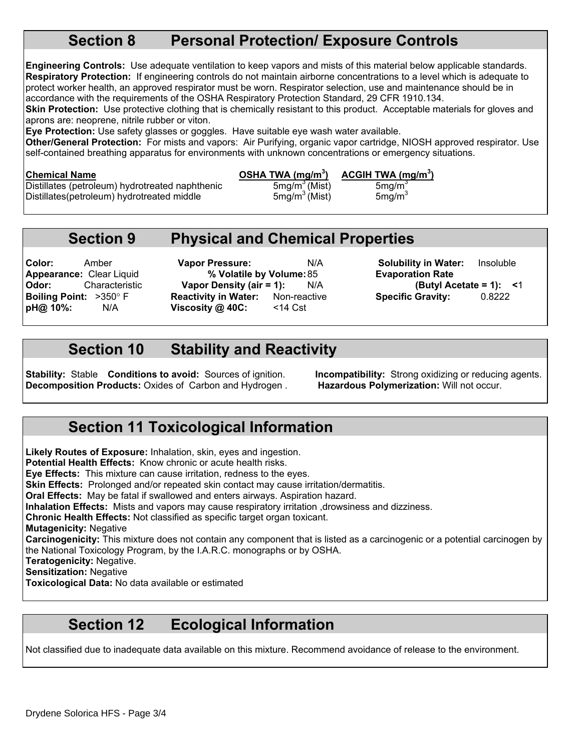## Section 8 Personal Protection/ Exposure Controls

**Engineering Controls:** Use adequate ventilation to keep vapors and mists of this material below applicable standards.
**Respiratory Protection:** If engineering controls do not maintain airborne concentrations to a level which is adequate to protect worker health, an approved respirator must be worn. Respirator selection, use and maintenance should be in accordance with the requirements of the OSHA Respiratory Protection Standard, 29 CFR 1910.134.
**Skin Protection:** Use protective clothing that is chemically resistant to this product. Acceptable materials for gloves and aprons are: neoprene, nitrile rubber or viton.
**Eye Protection:** Use safety glasses or goggles. Have suitable eye wash water available.
**Other/General Protection:** For mists and vapors: Air Purifying, organic vapor cartridge, NIOSH approved respirator. Use self-contained breathing apparatus for environments with unknown concentrations or emergency situations.

| Chemical Name | OSHA TWA ($mg/m^3$) | ACGIH TWA ($mg/m^3$) |
|---|---|---|
| Distillates (petroleum) hydrotreated naphthenic | $5mg/m^3$ (Mist) | $5mg/m^3$ |
| Distillates(petroleum) hydrotreated middle | $5mg/m^3$ (Mist) | $5mg/m^3$ |

## Section 9 Physical and Chemical Properties

**Color:** Amber
**Appearance:** Clear Liquid
**Odor:** Characteristic
**Boiling Point:** >350° F
**pH@ 10%:** N/A
**Vapor Pressure:** N/A
**% Volatile by Volume:** 85
**Vapor Density (air = 1):** N/A
**Reactivity in Water:** Non-reactive
**Viscosity @ 40C:** <14 Cst
**Solubility in Water:** Insoluble
**Evaporation Rate (Butyl Acetate = 1):** <1
**Specific Gravity:** 0.8222

## Section 10 Stability and Reactivity

**Stability:** Stable **Conditions to avoid:** Sources of ignition.
**Decomposition Products:** Oxides of Carbon and Hydrogen .
**Incompatibility:** Strong oxidizing or reducing agents.
**Hazardous Polymerization:** Will not occur.

## Section 11 Toxicological Information

**Likely Routes of Exposure:** Inhalation, skin, eyes and ingestion.
**Potential Health Effects:** Know chronic or acute health risks.
**Eye Effects:** This mixture can cause irritation, redness to the eyes.
**Skin Effects:** Prolonged and/or repeated skin contact may cause irritation/dermatitis.
**Oral Effects:** May be fatal if swallowed and enters airways. Aspiration hazard.
**Inhalation Effects:** Mists and vapors may cause respiratory irritation ,drowsiness and dizziness.
**Chronic Health Effects:** Not classified as specific target organ toxicant.
**Mutagenicity:** Negative
**Carcinogenicity:** This mixture does not contain any component that is listed as a carcinogenic or a potential carcinogen by the National Toxicology Program, by the I.A.R.C. monographs or by OSHA.
**Teratogenicity:** Negative.
**Sensitization:** Negative
**Toxicological Data:** No data available or estimated

## Section 12 Ecological Information

Not classified due to inadequate data available on this mixture. Recommend avoidance of release to the environment.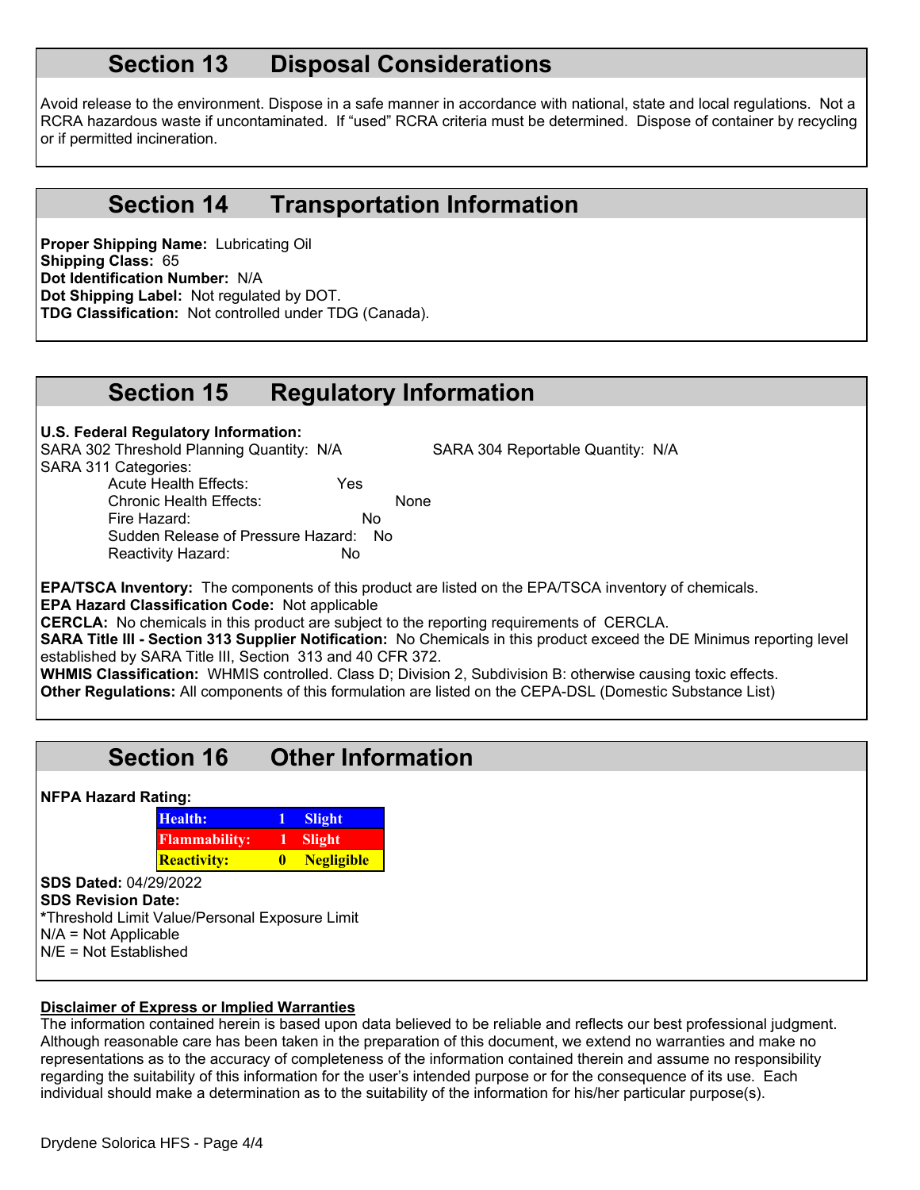## Section 13 Disposal Considerations

Avoid release to the environment. Dispose in a safe manner in accordance with national, state and local regulations. Not a RCRA hazardous waste if uncontaminated. If "used" RCRA criteria must be determined. Dispose of container by recycling or if permitted incineration.

## Section 14 Transportation Information

**Proper Shipping Name:** Lubricating Oil
**Shipping Class:** 65
**Dot Identification Number:** N/A
**Dot Shipping Label:** Not regulated by DOT.
**TDG Classification:** Not controlled under TDG (Canada).

## Section 15 Regulatory Information

**U.S. Federal Regulatory Information:**

SARA 302 Threshold Planning Quantity: N/A

SARA 304 Reportable Quantity: N/A

SARA 311 Categories:

- Acute Health Effects: Yes
- Chronic Health Effects: None
- Fire Hazard: No
- Sudden Release of Pressure Hazard: No
- Reactivity Hazard: No

**EPA/TSCA Inventory:** The components of this product are listed on the EPA/TSCA inventory of chemicals.
**EPA Hazard Classification Code:** Not applicable
**CERCLA:** No chemicals in this product are subject to the reporting requirements of CERCLA.
**SARA Title III - Section 313 Supplier Notification:** No Chemicals in this product exceed the DE Minimus reporting level established by SARA Title III, Section 313 and 40 CFR 372.
**WHMIS Classification:** WHMIS controlled. Class D; Division 2, Subdivision B: otherwise causing toxic effects.
**Other Regulations:** All components of this formulation are listed on the CEPA-DSL (Domestic Substance List)

## Section 16 Other Information

**NFPA Hazard Rating:**

| | | |
|---|---|---|
| **Health:** | **1** | **Slight** |
| **Flammability:** | **1** | **Slight** |
| **Reactivity:** | **0** | **Negligible** |

**SDS Dated:** 04/29/2022
**SDS Revision Date:**
*Threshold Limit Value/Personal Exposure Limit
N/A = Not Applicable
N/E = Not Established

**Disclaimer of Express or Implied Warranties**

The information contained herein is based upon data believed to be reliable and reflects our best professional judgment. Although reasonable care has been taken in the preparation of this document, we extend no warranties and make no representations as to the accuracy of completeness of the information contained therein and assume no responsibility regarding the suitability of this information for the user's intended purpose or for the consequence of its use. Each individual should make a determination as to the suitability of the information for his/her particular purpose(s).